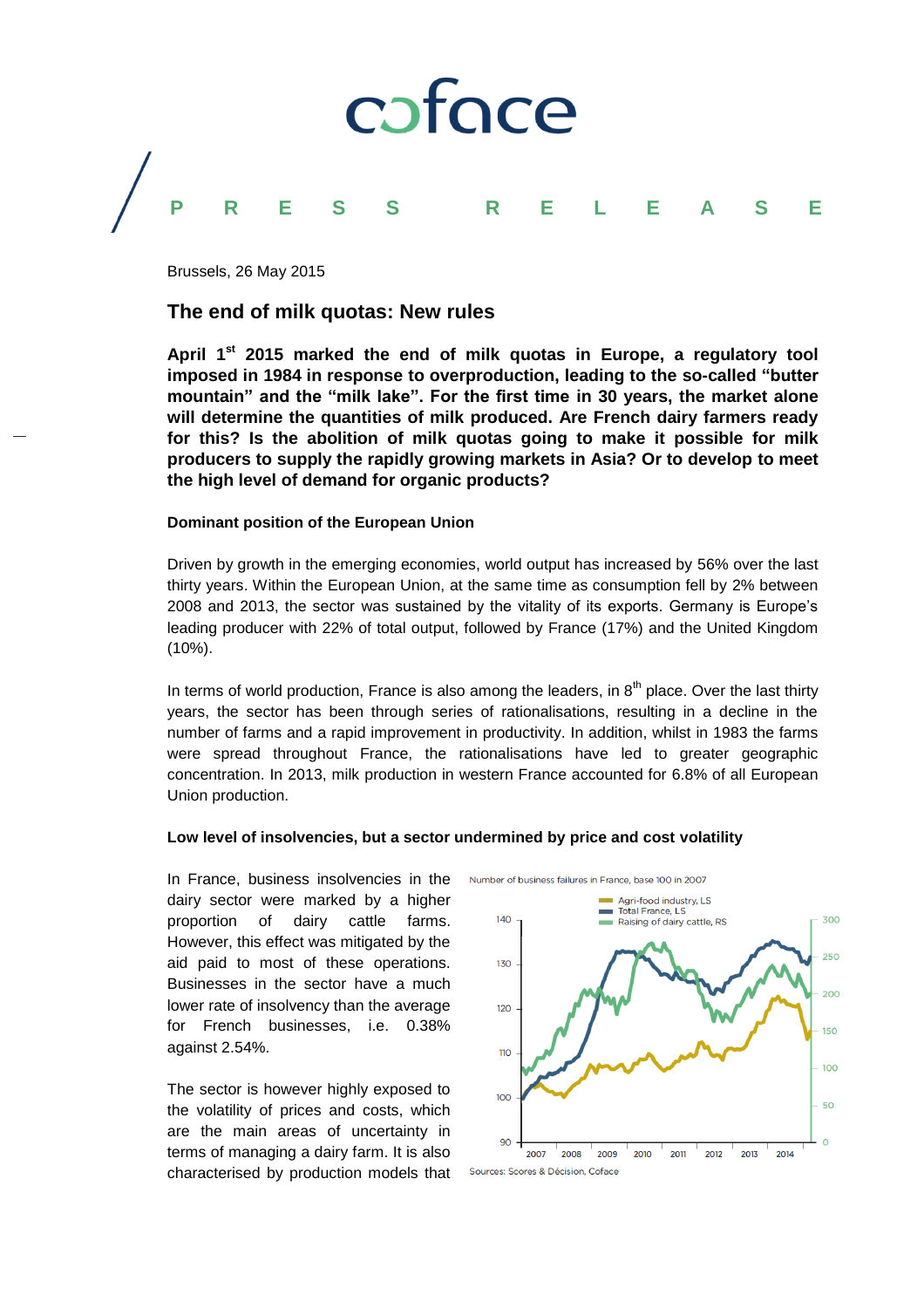coface

PRESS RELEASE

Brussels, 26 May 2015

## The end of milk quotas: New rules

**April 1st 2015 marked the end of milk quotas in Europe, a regulatory tool imposed in 1984 in response to overproduction, leading to the so-called "butter mountain" and the "milk lake". For the first time in 30 years, the market alone will determine the quantities of milk produced. Are French dairy farmers ready for this? Is the abolition of milk quotas going to make it possible for milk producers to supply the rapidly growing markets in Asia? Or to develop to meet the high level of demand for organic products?**

### Dominant position of the European Union

Driven by growth in the emerging economies, world output has increased by 56% over the last thirty years. Within the European Union, at the same time as consumption fell by 2% between 2008 and 2013, the sector was sustained by the vitality of its exports. Germany is Europe's leading producer with 22% of total output, followed by France (17%) and the United Kingdom (10%).

In terms of world production, France is also among the leaders, in 8th place. Over the last thirty years, the sector has been through series of rationalisations, resulting in a decline in the number of farms and a rapid improvement in productivity. In addition, whilst in 1983 the farms were spread throughout France, the rationalisations have led to greater geographic concentration. In 2013, milk production in western France accounted for 6.8% of all European Union production.

### Low level of insolvencies, but a sector undermined by price and cost volatility

In France, business insolvencies in the dairy sector were marked by a higher proportion of dairy cattle farms. However, this effect was mitigated by the aid paid to most of these operations. Businesses in the sector have a much lower rate of insolvency than the average for French businesses, i.e. 0.38% against 2.54%.

Number of business failures in France, base 100 in 2007

Sources: Scores & Décision, Coface

The sector is however highly exposed to the volatility of prices and costs, which are the main areas of uncertainty in terms of managing a dairy farm. It is also characterised by production models that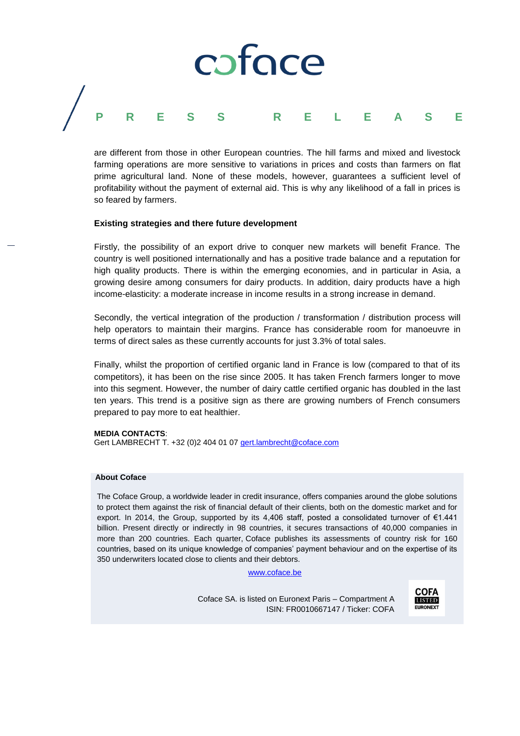are different from those in other European countries. The hill farms and mixed and livestock farming operations are more sensitive to variations in prices and costs than farmers on flat prime agricultural land. None of these models, however, guarantees a sufficient level of profitability without the payment of external aid. This is why any likelihood of a fall in prices is so feared by farmers.

**Existing strategies and there future development**

Firstly, the possibility of an export drive to conquer new markets will benefit France. The country is well positioned internationally and has a positive trade balance and a reputation for high quality products. There is within the emerging economies, and in particular in Asia, a growing desire among consumers for dairy products. In addition, dairy products have a high income-elasticity: a moderate increase in income results in a strong increase in demand.

Secondly, the vertical integration of the production / transformation / distribution process will help operators to maintain their margins. France has considerable room for manoeuvre in terms of direct sales as these currently accounts for just 3.3% of total sales.

Finally, whilst the proportion of certified organic land in France is low (compared to that of its competitors), it has been on the rise since 2005. It has taken French farmers longer to move into this segment. However, the number of dairy cattle certified organic has doubled in the last ten years. This trend is a positive sign as there are growing numbers of French consumers prepared to pay more to eat healthier.

**MEDIA CONTACTS**:
Gert LAMBRECHT T. +32 (0)2 404 01 07 gert.lambrecht@coface.com

**About Coface**

The Coface Group, a worldwide leader in credit insurance, offers companies around the globe solutions to protect them against the risk of financial default of their clients, both on the domestic market and for export. In 2014, the Group, supported by its 4,406 staff, posted a consolidated turnover of €1.441 billion. Present directly or indirectly in 98 countries, it secures transactions of 40,000 companies in more than 200 countries. Each quarter, Coface publishes its assessments of country risk for 160 countries, based on its unique knowledge of companies' payment behaviour and on the expertise of its 350 underwriters located close to clients and their debtors.

www.coface.be

Coface SA. is listed on Euronext Paris – Compartment A
ISIN: FR0010667147 / Ticker: COFA

COFA LISTED EURONEXT